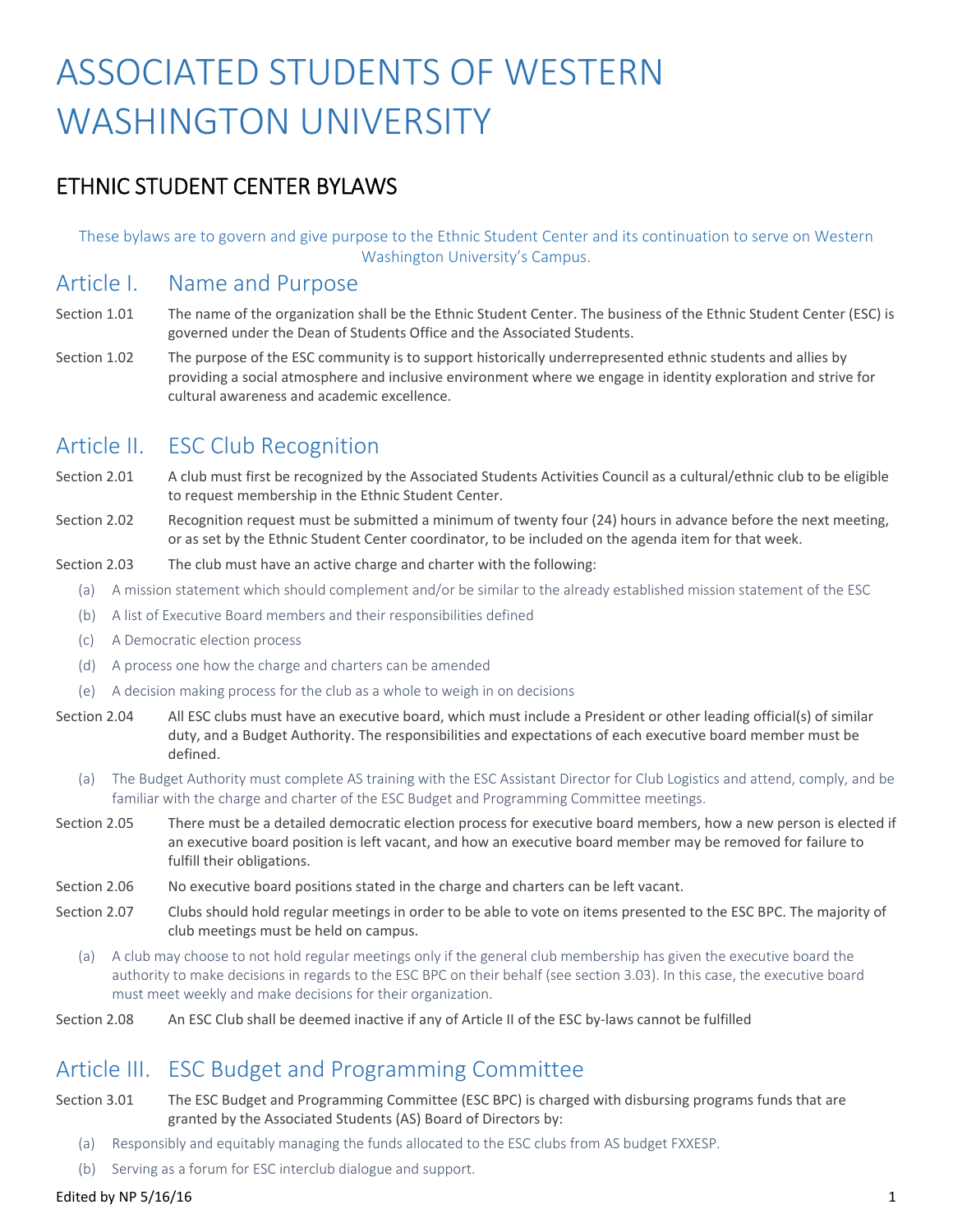# ASSOCIATED STUDENTS OF WESTERN WASHINGTON UNIVERSITY

## ETHNIC STUDENT CENTER BYLAWS

These bylaws are to govern and give purpose to the Ethnic Student Center and its continuation to serve on Western Washington University's Campus.

## Article I. Name and Purpose

Section 1.01 The name of the organization shall be the Ethnic Student Center. The business of the Ethnic Student Center (ESC) is governed under the Dean of Students Office and the Associated Students.

Section 1.02 The purpose of the ESC community is to support historically underrepresented ethnic students and allies by providing a social atmosphere and inclusive environment where we engage in identity exploration and strive for cultural awareness and academic excellence.

## Article II. ESC Club Recognition

Section 2.01 A club must first be recognized by the Associated Students Activities Council as a cultural/ethnic club to be eligible to request membership in the Ethnic Student Center.

Section 2.02 Recognition request must be submitted a minimum of twenty four (24) hours in advance before the next meeting, or as set by the Ethnic Student Center coordinator, to be included on the agenda item for that week.

Section 2.03 The club must have an active charge and charter with the following:

(a) A mission statement which should complement and/or be similar to the already established mission statement of the ESC

(b) A list of Executive Board members and their responsibilities defined

(c) A Democratic election process

(d) A process one how the charge and charters can be amended

(e) A decision making process for the club as a whole to weigh in on decisions

Section 2.04 All ESC clubs must have an executive board, which must include a President or other leading official(s) of similar duty, and a Budget Authority. The responsibilities and expectations of each executive board member must be defined.

(a) The Budget Authority must complete AS training with the ESC Assistant Director for Club Logistics and attend, comply, and be familiar with the charge and charter of the ESC Budget and Programming Committee meetings.

Section 2.05 There must be a detailed democratic election process for executive board members, how a new person is elected if an executive board position is left vacant, and how an executive board member may be removed for failure to fulfill their obligations.

Section 2.06 No executive board positions stated in the charge and charters can be left vacant.

Section 2.07 Clubs should hold regular meetings in order to be able to vote on items presented to the ESC BPC. The majority of club meetings must be held on campus.

(a) A club may choose to not hold regular meetings only if the general club membership has given the executive board the authority to make decisions in regards to the ESC BPC on their behalf (see section 3.03). In this case, the executive board must meet weekly and make decisions for their organization.

Section 2.08 An ESC Club shall be deemed inactive if any of Article II of the ESC by-laws cannot be fulfilled

## Article III. ESC Budget and Programming Committee

Section 3.01 The ESC Budget and Programming Committee (ESC BPC) is charged with disbursing programs funds that are granted by the Associated Students (AS) Board of Directors by:

(a) Responsibly and equitably managing the funds allocated to the ESC clubs from AS budget FXXESP.

(b) Serving as a forum for ESC interclub dialogue and support.

Edited by NP 5/16/16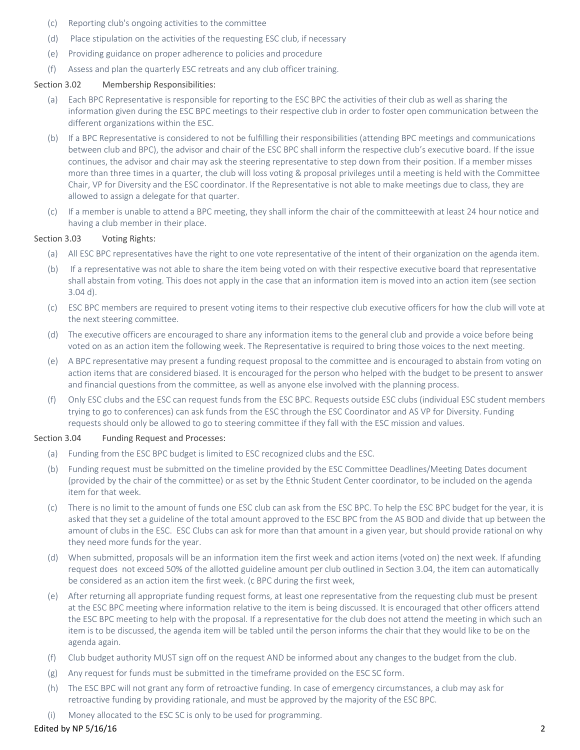(c) Reporting club's ongoing activities to the committee

(d) Place stipulation on the activities of the requesting ESC club, if necessary

(e) Providing guidance on proper adherence to policies and procedure

(f) Assess and plan the quarterly ESC retreats and any club officer training.

Section 3.02 Membership Responsibilities:

(a) Each BPC Representative is responsible for reporting to the ESC BPC the activities of their club as well as sharing the information given during the ESC BPC meetings to their respective club in order to foster open communication between the different organizations within the ESC.

(b) If a BPC Representative is considered to not be fulfilling their responsibilities (attending BPC meetings and communications between club and BPC), the advisor and chair of the ESC BPC shall inform the respective club's executive board. If the issue continues, the advisor and chair may ask the steering representative to step down from their position. If a member misses more than three times in a quarter, the club will loss voting & proposal privileges until a meeting is held with the Committee Chair, VP for Diversity and the ESC coordinator. If the Representative is not able to make meetings due to class, they are allowed to assign a delegate for that quarter.

(c) If a member is unable to attend a BPC meeting, they shall inform the chair of the committeewith at least 24 hour notice and having a club member in their place.

Section 3.03 Voting Rights:

(a) All ESC BPC representatives have the right to one vote representative of the intent of their organization on the agenda item.

(b) If a representative was not able to share the item being voted on with their respective executive board that representative shall abstain from voting. This does not apply in the case that an information item is moved into an action item (see section 3.04 d).

(c) ESC BPC members are required to present voting items to their respective club executive officers for how the club will vote at the next steering committee.

(d) The executive officers are encouraged to share any information items to the general club and provide a voice before being voted on as an action item the following week. The Representative is required to bring those voices to the next meeting.

(e) A BPC representative may present a funding request proposal to the committee and is encouraged to abstain from voting on action items that are considered biased. It is encouraged for the person who helped with the budget to be present to answer and financial questions from the committee, as well as anyone else involved with the planning process.

(f) Only ESC clubs and the ESC can request funds from the ESC BPC. Requests outside ESC clubs (individual ESC student members trying to go to conferences) can ask funds from the ESC through the ESC Coordinator and AS VP for Diversity. Funding requests should only be allowed to go to steering committee if they fall with the ESC mission and values.

Section 3.04 Funding Request and Processes:

(a) Funding from the ESC BPC budget is limited to ESC recognized clubs and the ESC.

(b) Funding request must be submitted on the timeline provided by the ESC Committee Deadlines/Meeting Dates document (provided by the chair of the committee) or as set by the Ethnic Student Center coordinator, to be included on the agenda item for that week.

(c) There is no limit to the amount of funds one ESC club can ask from the ESC BPC. To help the ESC BPC budget for the year, it is asked that they set a guideline of the total amount approved to the ESC BPC from the AS BOD and divide that up between the amount of clubs in the ESC. ESC Clubs can ask for more than that amount in a given year, but should provide rational on why they need more funds for the year.

(d) When submitted, proposals will be an information item the first week and action items (voted on) the next week. If afunding request does not exceed 50% of the allotted guideline amount per club outlined in Section 3.04, the item can automatically be considered as an action item the first week. (c BPC during the first week,

(e) After returning all appropriate funding request forms, at least one representative from the requesting club must be present at the ESC BPC meeting where information relative to the item is being discussed. It is encouraged that other officers attend the ESC BPC meeting to help with the proposal. If a representative for the club does not attend the meeting in which such an item is to be discussed, the agenda item will be tabled until the person informs the chair that they would like to be on the agenda again.

(f) Club budget authority MUST sign off on the request AND be informed about any changes to the budget from the club.

(g) Any request for funds must be submitted in the timeframe provided on the ESC SC form.

(h) The ESC BPC will not grant any form of retroactive funding. In case of emergency circumstances, a club may ask for retroactive funding by providing rationale, and must be approved by the majority of the ESC BPC.

(i) Money allocated to the ESC SC is only to be used for programming.

Edited by NP 5/16/16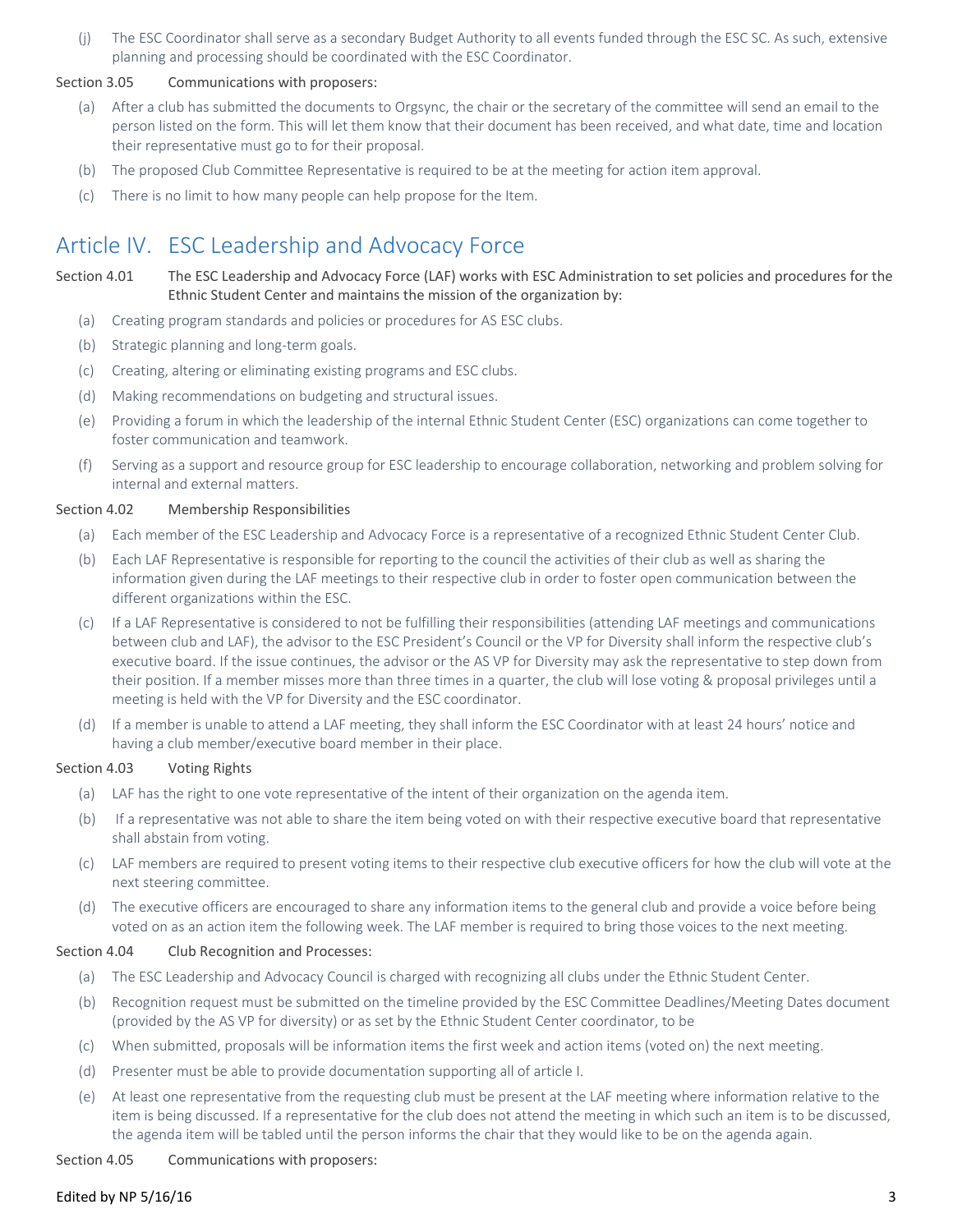(j) The ESC Coordinator shall serve as a secondary Budget Authority to all events funded through the ESC SC. As such, extensive planning and processing should be coordinated with the ESC Coordinator.

Section 3.05 Communications with proposers:

(a) After a club has submitted the documents to Orgsync, the chair or the secretary of the committee will send an email to the person listed on the form. This will let them know that their document has been received, and what date, time and location their representative must go to for their proposal.

(b) The proposed Club Committee Representative is required to be at the meeting for action item approval.

(c) There is no limit to how many people can help propose for the Item.

## Article IV. ESC Leadership and Advocacy Force

Section 4.01 The ESC Leadership and Advocacy Force (LAF) works with ESC Administration to set policies and procedures for the Ethnic Student Center and maintains the mission of the organization by:

(a) Creating program standards and policies or procedures for AS ESC clubs.

(b) Strategic planning and long-term goals.

(c) Creating, altering or eliminating existing programs and ESC clubs.

(d) Making recommendations on budgeting and structural issues.

(e) Providing a forum in which the leadership of the internal Ethnic Student Center (ESC) organizations can come together to foster communication and teamwork.

(f) Serving as a support and resource group for ESC leadership to encourage collaboration, networking and problem solving for internal and external matters.

Section 4.02 Membership Responsibilities

(a) Each member of the ESC Leadership and Advocacy Force is a representative of a recognized Ethnic Student Center Club.

(b) Each LAF Representative is responsible for reporting to the council the activities of their club as well as sharing the information given during the LAF meetings to their respective club in order to foster open communication between the different organizations within the ESC.

(c) If a LAF Representative is considered to not be fulfilling their responsibilities (attending LAF meetings and communications between club and LAF), the advisor to the ESC President's Council or the VP for Diversity shall inform the respective club's executive board. If the issue continues, the advisor or the AS VP for Diversity may ask the representative to step down from their position. If a member misses more than three times in a quarter, the club will lose voting & proposal privileges until a meeting is held with the VP for Diversity and the ESC coordinator.

(d) If a member is unable to attend a LAF meeting, they shall inform the ESC Coordinator with at least 24 hours' notice and having a club member/executive board member in their place.

Section 4.03 Voting Rights

(a) LAF has the right to one vote representative of the intent of their organization on the agenda item.

(b) If a representative was not able to share the item being voted on with their respective executive board that representative shall abstain from voting.

(c) LAF members are required to present voting items to their respective club executive officers for how the club will vote at the next steering committee.

(d) The executive officers are encouraged to share any information items to the general club and provide a voice before being voted on as an action item the following week. The LAF member is required to bring those voices to the next meeting.

Section 4.04 Club Recognition and Processes:

(a) The ESC Leadership and Advocacy Council is charged with recognizing all clubs under the Ethnic Student Center.

(b) Recognition request must be submitted on the timeline provided by the ESC Committee Deadlines/Meeting Dates document (provided by the AS VP for diversity) or as set by the Ethnic Student Center coordinator, to be

(c) When submitted, proposals will be information items the first week and action items (voted on) the next meeting.

(d) Presenter must be able to provide documentation supporting all of article I.

(e) At least one representative from the requesting club must be present at the LAF meeting where information relative to the item is being discussed. If a representative for the club does not attend the meeting in which such an item is to be discussed, the agenda item will be tabled until the person informs the chair that they would like to be on the agenda again.

Section 4.05 Communications with proposers:

Edited by NP 5/16/16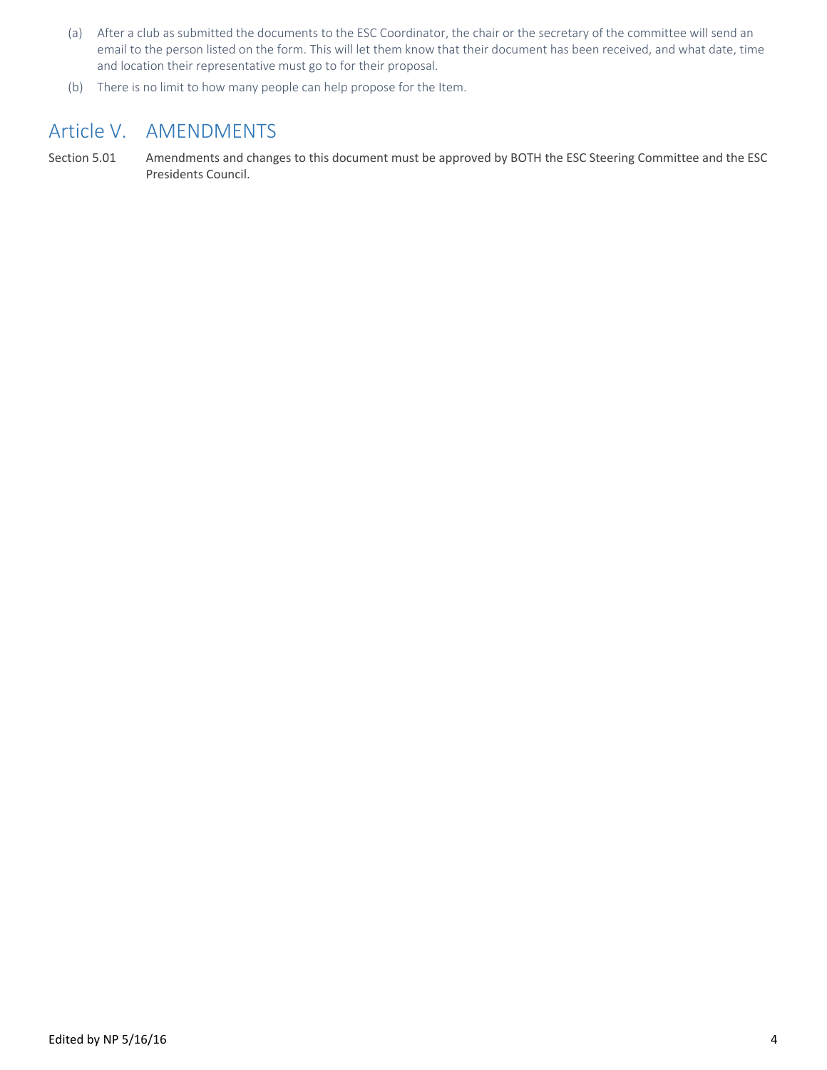(a) After a club as submitted the documents to the ESC Coordinator, the chair or the secretary of the committee will send an email to the person listed on the form. This will let them know that their document has been received, and what date, time and location their representative must go to for their proposal.

(b) There is no limit to how many people can help propose for the Item.

# Article V. AMENDMENTS

Section 5.01 Amendments and changes to this document must be approved by BOTH the ESC Steering Committee and the ESC Presidents Council.

Edited by NP 5/16/16